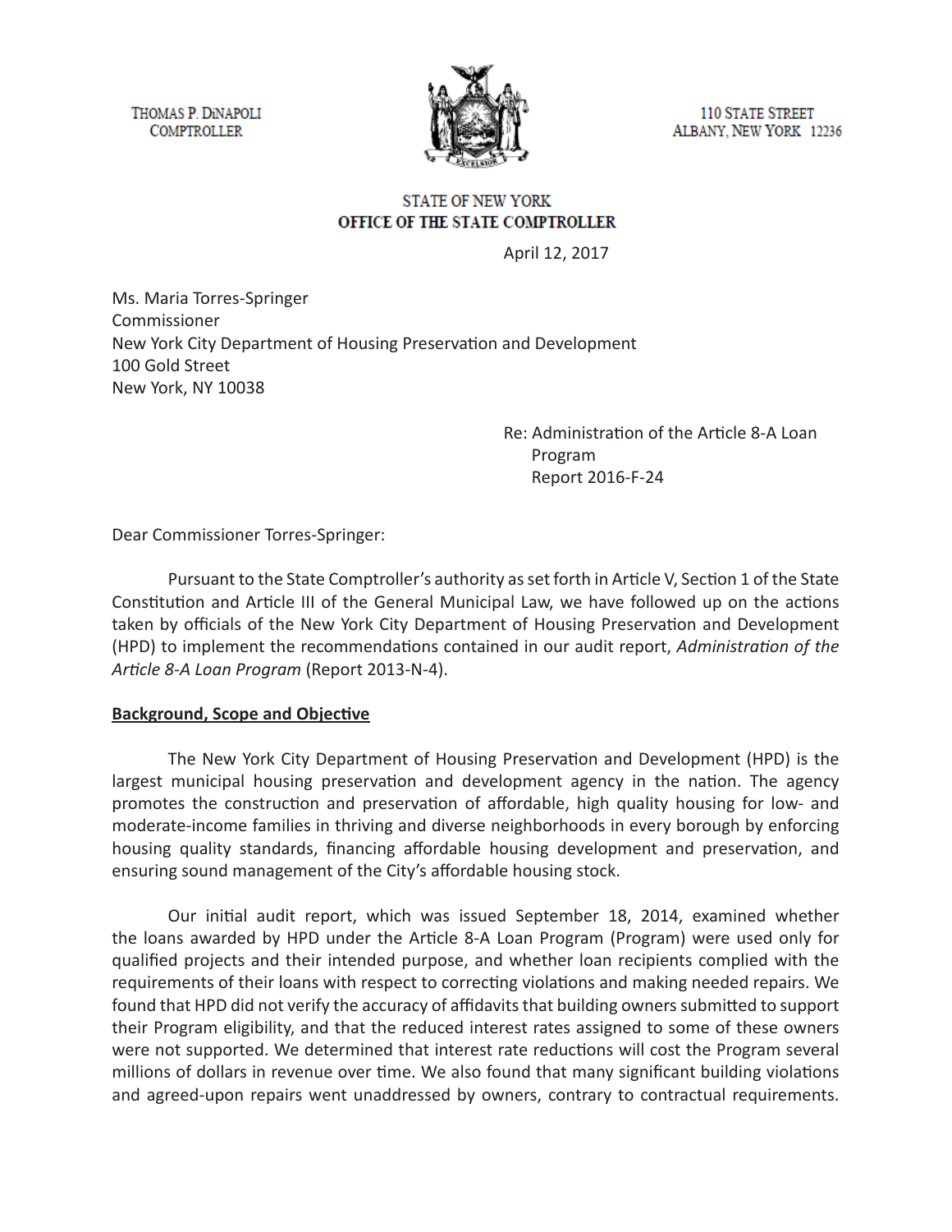THOMAS P. DiNAPOLI
COMPTROLLER

110 STATE STREET
ALBANY, NEW YORK 12236

STATE OF NEW YORK
**OFFICE OF THE STATE COMPTROLLER**

April 12, 2017

Ms. Maria Torres-Springer
Commissioner
New York City Department of Housing Preservation and Development
100 Gold Street
New York, NY 10038

Re: Administration of the Article 8-A Loan Program
Report 2016-F-24

Dear Commissioner Torres-Springer:

Pursuant to the State Comptroller's authority as set forth in Article V, Section 1 of the State Constitution and Article III of the General Municipal Law, we have followed up on the actions taken by officials of the New York City Department of Housing Preservation and Development (HPD) to implement the recommendations contained in our audit report, *Administration of the Article 8-A Loan Program* (Report 2013-N-4).

**Background, Scope and Objective**

The New York City Department of Housing Preservation and Development (HPD) is the largest municipal housing preservation and development agency in the nation. The agency promotes the construction and preservation of affordable, high quality housing for low- and moderate-income families in thriving and diverse neighborhoods in every borough by enforcing housing quality standards, financing affordable housing development and preservation, and ensuring sound management of the City's affordable housing stock.

Our initial audit report, which was issued September 18, 2014, examined whether the loans awarded by HPD under the Article 8-A Loan Program (Program) were used only for qualified projects and their intended purpose, and whether loan recipients complied with the requirements of their loans with respect to correcting violations and making needed repairs. We found that HPD did not verify the accuracy of affidavits that building owners submitted to support their Program eligibility, and that the reduced interest rates assigned to some of these owners were not supported. We determined that interest rate reductions will cost the Program several millions of dollars in revenue over time. We also found that many significant building violations and agreed-upon repairs went unaddressed by owners, contrary to contractual requirements.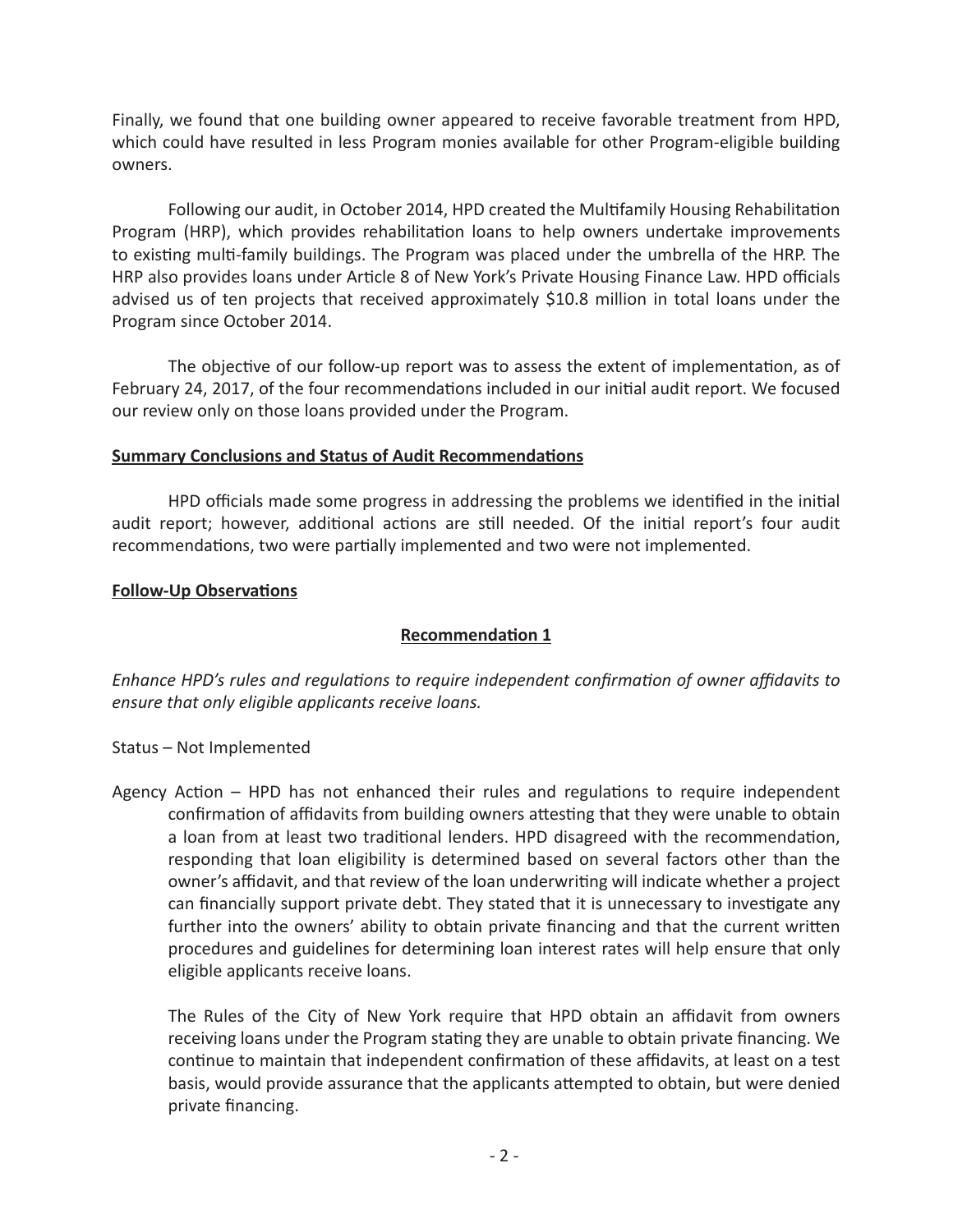Finally, we found that one building owner appeared to receive favorable treatment from HPD, which could have resulted in less Program monies available for other Program-eligible building owners.

Following our audit, in October 2014, HPD created the Multifamily Housing Rehabilitation Program (HRP), which provides rehabilitation loans to help owners undertake improvements to existing multi-family buildings. The Program was placed under the umbrella of the HRP. The HRP also provides loans under Article 8 of New York's Private Housing Finance Law. HPD officials advised us of ten projects that received approximately $10.8 million in total loans under the Program since October 2014.

The objective of our follow-up report was to assess the extent of implementation, as of February 24, 2017, of the four recommendations included in our initial audit report. We focused our review only on those loans provided under the Program.

**Summary Conclusions and Status of Audit Recommendations**

HPD officials made some progress in addressing the problems we identified in the initial audit report; however, additional actions are still needed. Of the initial report's four audit recommendations, two were partially implemented and two were not implemented.

**Follow-Up Observations**

**Recommendation 1**

*Enhance HPD's rules and regulations to require independent confirmation of owner affidavits to ensure that only eligible applicants receive loans.*

Status – Not Implemented

Agency Action – HPD has not enhanced their rules and regulations to require independent confirmation of affidavits from building owners attesting that they were unable to obtain a loan from at least two traditional lenders. HPD disagreed with the recommendation, responding that loan eligibility is determined based on several factors other than the owner's affidavit, and that review of the loan underwriting will indicate whether a project can financially support private debt. They stated that it is unnecessary to investigate any further into the owners' ability to obtain private financing and that the current written procedures and guidelines for determining loan interest rates will help ensure that only eligible applicants receive loans.

The Rules of the City of New York require that HPD obtain an affidavit from owners receiving loans under the Program stating they are unable to obtain private financing. We continue to maintain that independent confirmation of these affidavits, at least on a test basis, would provide assurance that the applicants attempted to obtain, but were denied private financing.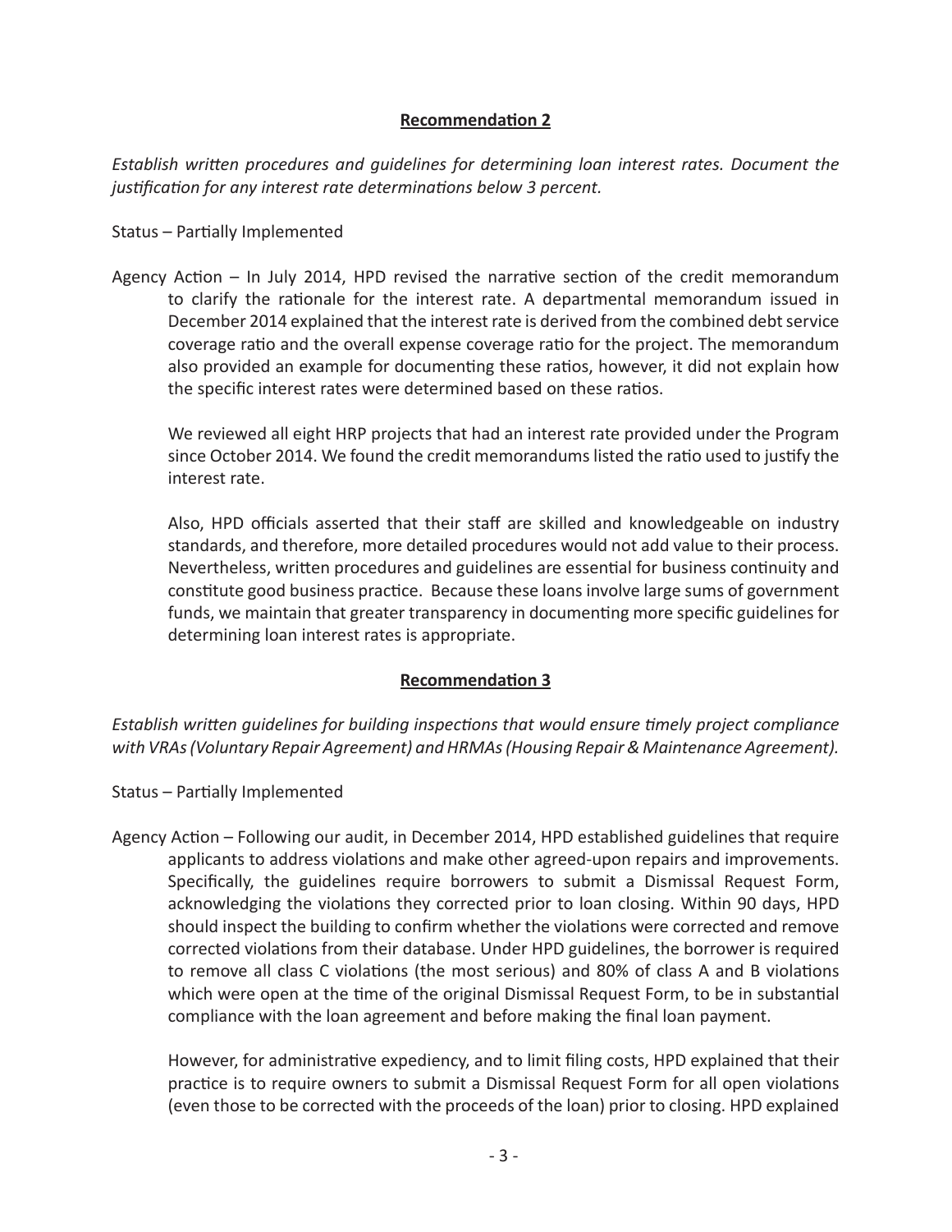**Recommendation 2**

*Establish written procedures and guidelines for determining loan interest rates. Document the justification for any interest rate determinations below 3 percent.*

Status – Partially Implemented

Agency Action – In July 2014, HPD revised the narrative section of the credit memorandum to clarify the rationale for the interest rate. A departmental memorandum issued in December 2014 explained that the interest rate is derived from the combined debt service coverage ratio and the overall expense coverage ratio for the project. The memorandum also provided an example for documenting these ratios, however, it did not explain how the specific interest rates were determined based on these ratios.

We reviewed all eight HRP projects that had an interest rate provided under the Program since October 2014. We found the credit memorandums listed the ratio used to justify the interest rate.

Also, HPD officials asserted that their staff are skilled and knowledgeable on industry standards, and therefore, more detailed procedures would not add value to their process. Nevertheless, written procedures and guidelines are essential for business continuity and constitute good business practice. Because these loans involve large sums of government funds, we maintain that greater transparency in documenting more specific guidelines for determining loan interest rates is appropriate.

**Recommendation 3**

*Establish written guidelines for building inspections that would ensure timely project compliance with VRAs (Voluntary Repair Agreement) and HRMAs (Housing Repair & Maintenance Agreement).*

Status – Partially Implemented

Agency Action – Following our audit, in December 2014, HPD established guidelines that require applicants to address violations and make other agreed-upon repairs and improvements. Specifically, the guidelines require borrowers to submit a Dismissal Request Form, acknowledging the violations they corrected prior to loan closing. Within 90 days, HPD should inspect the building to confirm whether the violations were corrected and remove corrected violations from their database. Under HPD guidelines, the borrower is required to remove all class C violations (the most serious) and 80% of class A and B violations which were open at the time of the original Dismissal Request Form, to be in substantial compliance with the loan agreement and before making the final loan payment.

However, for administrative expediency, and to limit filing costs, HPD explained that their practice is to require owners to submit a Dismissal Request Form for all open violations (even those to be corrected with the proceeds of the loan) prior to closing. HPD explained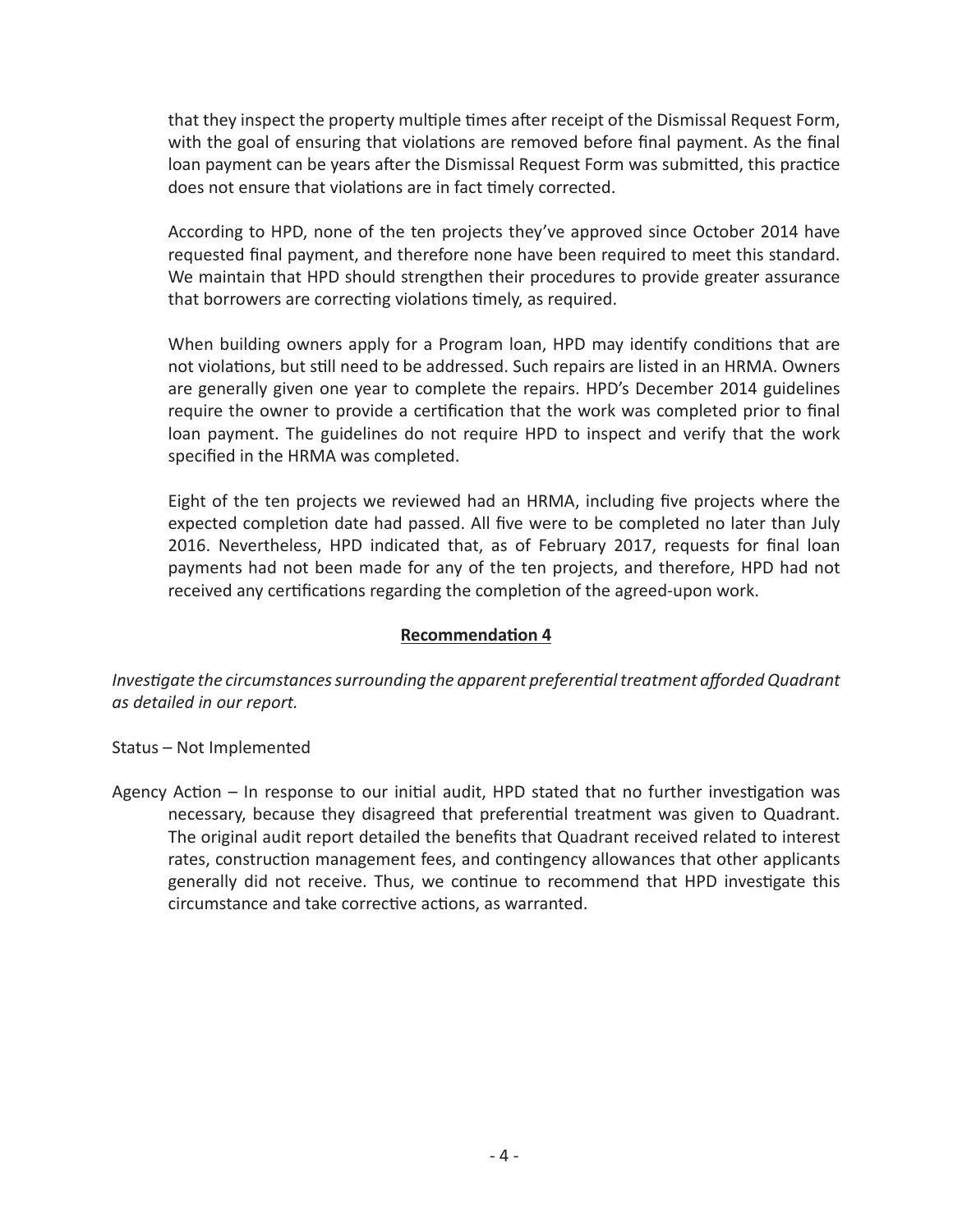that they inspect the property multiple times after receipt of the Dismissal Request Form, with the goal of ensuring that violations are removed before final payment. As the final loan payment can be years after the Dismissal Request Form was submitted, this practice does not ensure that violations are in fact timely corrected.

According to HPD, none of the ten projects they've approved since October 2014 have requested final payment, and therefore none have been required to meet this standard. We maintain that HPD should strengthen their procedures to provide greater assurance that borrowers are correcting violations timely, as required.

When building owners apply for a Program loan, HPD may identify conditions that are not violations, but still need to be addressed. Such repairs are listed in an HRMA. Owners are generally given one year to complete the repairs. HPD's December 2014 guidelines require the owner to provide a certification that the work was completed prior to final loan payment. The guidelines do not require HPD to inspect and verify that the work specified in the HRMA was completed.

Eight of the ten projects we reviewed had an HRMA, including five projects where the expected completion date had passed. All five were to be completed no later than July 2016. Nevertheless, HPD indicated that, as of February 2017, requests for final loan payments had not been made for any of the ten projects, and therefore, HPD had not received any certifications regarding the completion of the agreed-upon work.

**Recommendation 4**

*Investigate the circumstances surrounding the apparent preferential treatment afforded Quadrant as detailed in our report.*

Status – Not Implemented

Agency Action – In response to our initial audit, HPD stated that no further investigation was necessary, because they disagreed that preferential treatment was given to Quadrant. The original audit report detailed the benefits that Quadrant received related to interest rates, construction management fees, and contingency allowances that other applicants generally did not receive. Thus, we continue to recommend that HPD investigate this circumstance and take corrective actions, as warranted.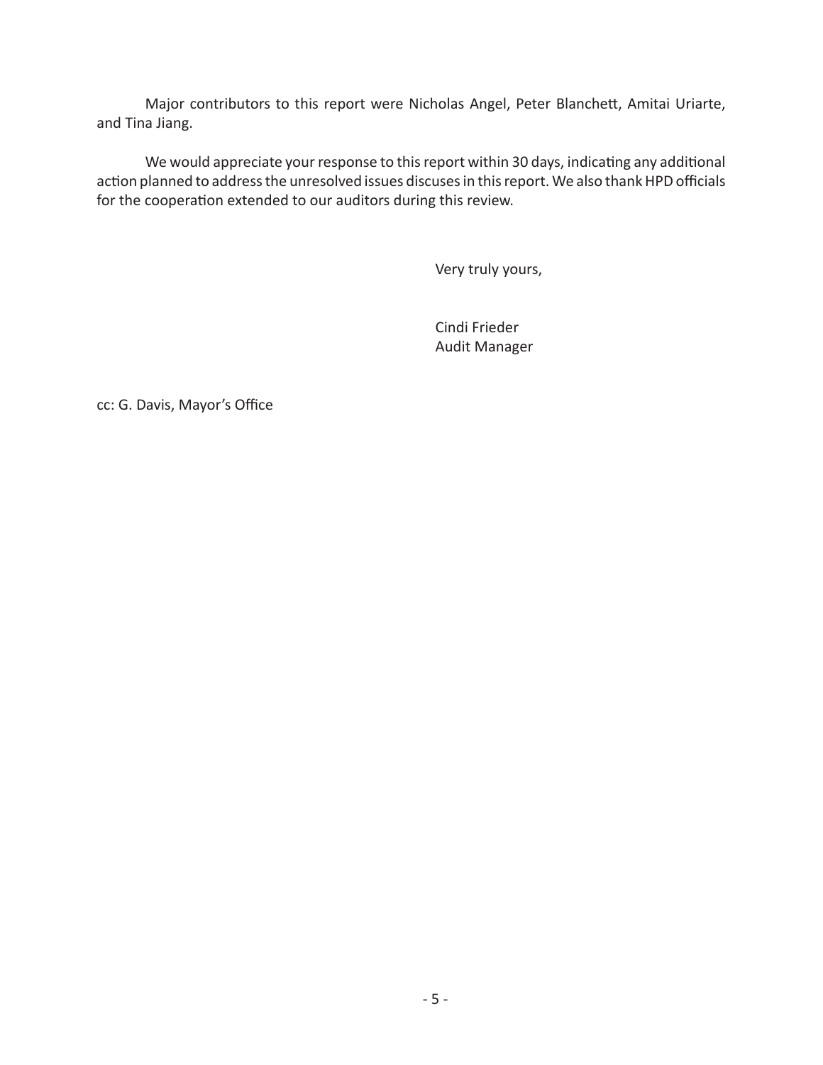Major contributors to this report were Nicholas Angel, Peter Blanchett, Amitai Uriarte, and Tina Jiang.

We would appreciate your response to this report within 30 days, indicating any additional action planned to address the unresolved issues discuses in this report. We also thank HPD officials for the cooperation extended to our auditors during this review.

Very truly yours,

Cindi Frieder
Audit Manager

cc: G. Davis, Mayor's Office